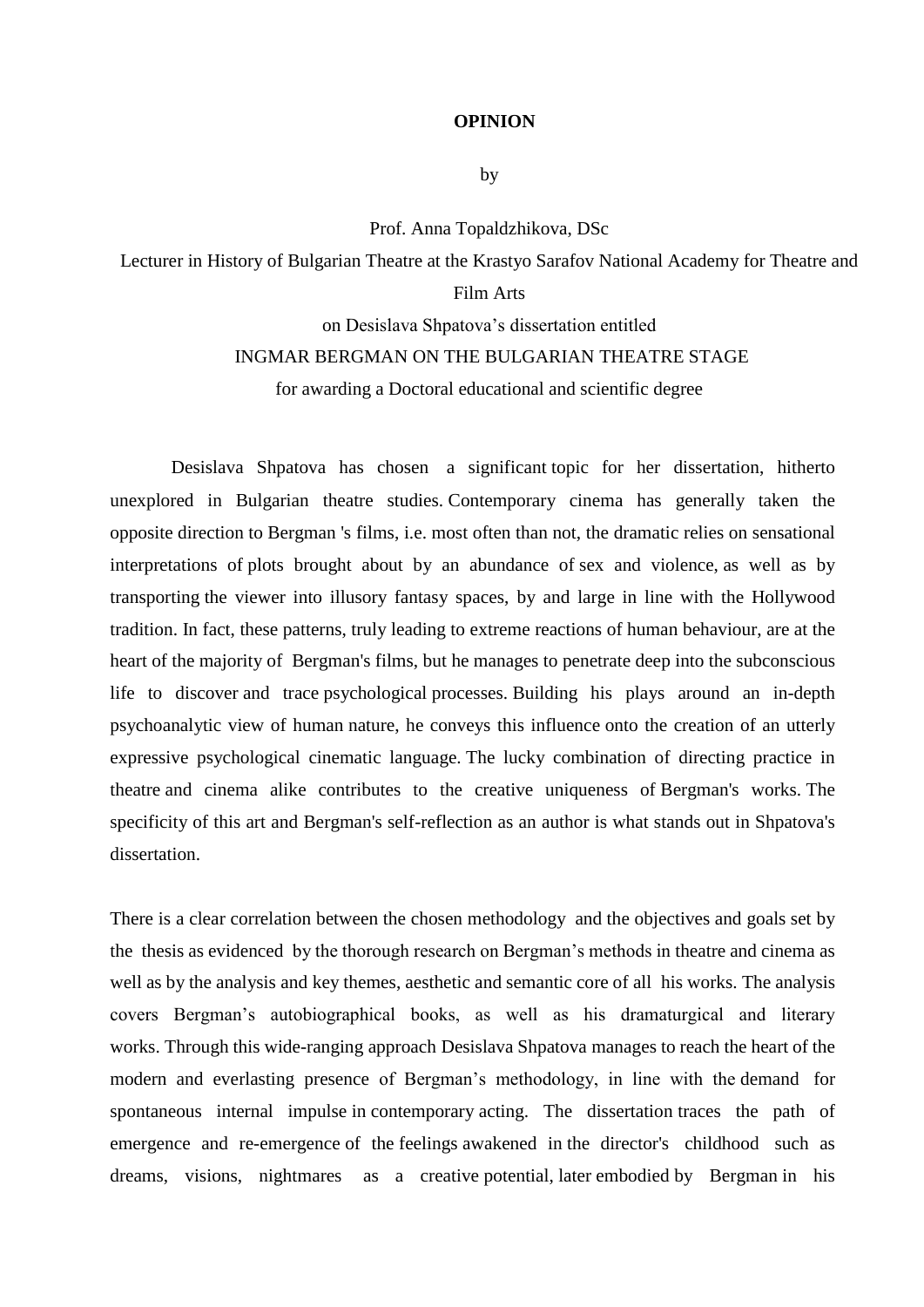**OPINION**

by

Prof. Anna Topaldzhikova, DSc

Lecturer in History of Bulgarian Theatre at the Krastyo Sarafov National Academy for Theatre and Film Arts

on Desislava Shpatova's dissertation entitled

INGMAR BERGMAN ON THE BULGARIAN THEATRE STAGE

for awarding a Doctoral educational and scientific degree

Desislava Shpatova has chosen a significant topic for her dissertation, hitherto unexplored in Bulgarian theatre studies. Contemporary cinema has generally taken the opposite direction to Bergman 's films, i.e. most often than not, the dramatic relies on sensational interpretations of plots brought about by an abundance of sex and violence, as well as by transporting the viewer into illusory fantasy spaces, by and large in line with the Hollywood tradition. In fact, these patterns, truly leading to extreme reactions of human behaviour, are at the heart of the majority of Bergman's films, but he manages to penetrate deep into the subconscious life to discover and trace psychological processes. Building his plays around an in-depth psychoanalytic view of human nature, he conveys this influence onto the creation of an utterly expressive psychological cinematic language. The lucky combination of directing practice in theatre and cinema alike contributes to the creative uniqueness of Bergman's works. The specificity of this art and Bergman's self-reflection as an author is what stands out in Shpatova's dissertation.

There is a clear correlation between the chosen methodology and the objectives and goals set by the thesis as evidenced by the thorough research on Bergman's methods in theatre and cinema as well as by the analysis and key themes, aesthetic and semantic core of all his works. The analysis covers Bergman's autobiographical books, as well as his dramaturgical and literary works. Through this wide-ranging approach Desislava Shpatova manages to reach the heart of the modern and everlasting presence of Bergman's methodology, in line with the demand for spontaneous internal impulse in contemporary acting. The dissertation traces the path of emergence and re-emergence of the feelings awakened in the director's childhood such as dreams, visions, nightmares as a creative potential, later embodied by Bergman in his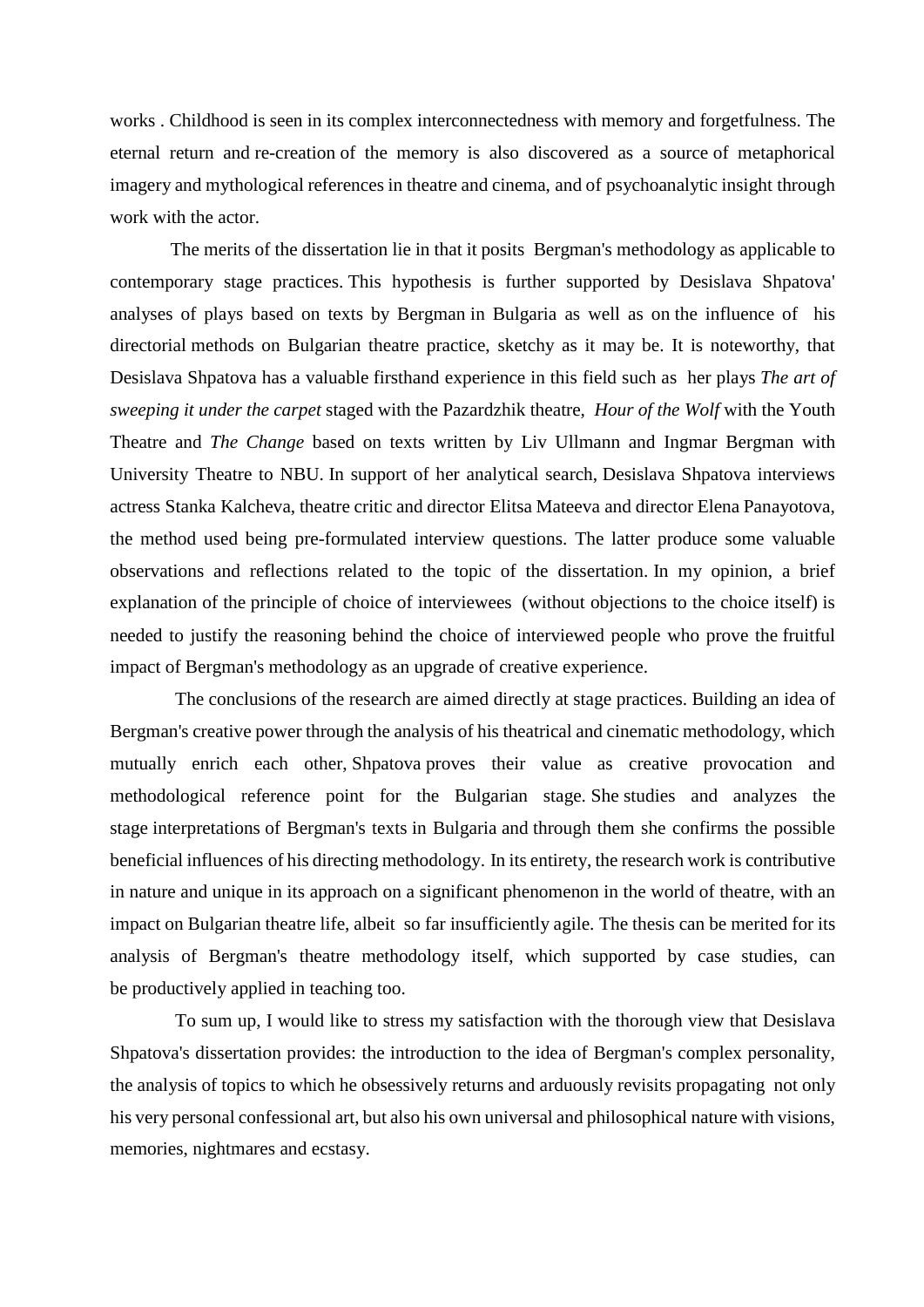works . Childhood is seen in its complex interconnectedness with memory and forgetfulness. The eternal return and re-creation of the memory is also discovered as a source of metaphorical imagery and mythological references in theatre and cinema, and of psychoanalytic insight through work with the actor.

The merits of the dissertation lie in that it posits Bergman's methodology as applicable to contemporary stage practices. This hypothesis is further supported by Desislava Shpatova' analyses of plays based on texts by Bergman in Bulgaria as well as on the influence of his directorial methods on Bulgarian theatre practice, sketchy as it may be. It is noteworthy, that Desislava Shpatova has a valuable firsthand experience in this field such as her plays *The art of sweeping it under the carpet* staged with the Pazardzhik theatre, *Hour of the Wolf* with the Youth Theatre and *The Change* based on texts written by Liv Ullmann and Ingmar Bergman with University Theatre to NBU. In support of her analytical search, Desislava Shpatova interviews actress Stanka Kalcheva, theatre critic and director Elitsa Mateeva and director Elena Panayotova, the method used being pre-formulated interview questions. The latter produce some valuable observations and reflections related to the topic of the dissertation. In my opinion, a brief explanation of the principle of choice of interviewees (without objections to the choice itself) is needed to justify the reasoning behind the choice of interviewed people who prove the fruitful impact of Bergman's methodology as an upgrade of creative experience.

The conclusions of the research are aimed directly at stage practices. Building an idea of Bergman's creative power through the analysis of his theatrical and cinematic methodology, which mutually enrich each other, Shpatova proves their value as creative provocation and methodological reference point for the Bulgarian stage. She studies and analyzes the stage interpretations of Bergman's texts in Bulgaria and through them she confirms the possible beneficial influences of his directing methodology. In its entirety, the research work is contributive in nature and unique in its approach on a significant phenomenon in the world of theatre, with an impact on Bulgarian theatre life, albeit so far insufficiently agile. The thesis can be merited for its analysis of Bergman's theatre methodology itself, which supported by case studies, can be productively applied in teaching too.

To sum up, I would like to stress my satisfaction with the thorough view that Desislava Shpatova's dissertation provides: the introduction to the idea of Bergman's complex personality, the analysis of topics to which he obsessively returns and arduously revisits propagating not only his very personal confessional art, but also his own universal and philosophical nature with visions, memories, nightmares and ecstasy.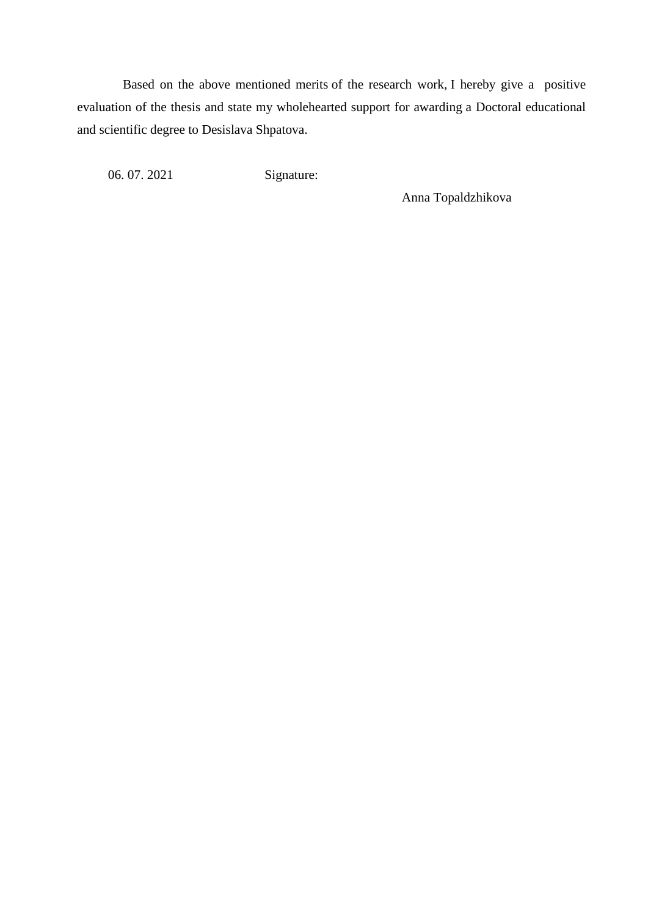Based on the above mentioned merits of the research work, I hereby give a positive evaluation of the thesis and state my wholehearted support for awarding a Doctoral educational and scientific degree to Desislava Shpatova.

06. 07. 2021 Signature:

Anna Topaldzhikova